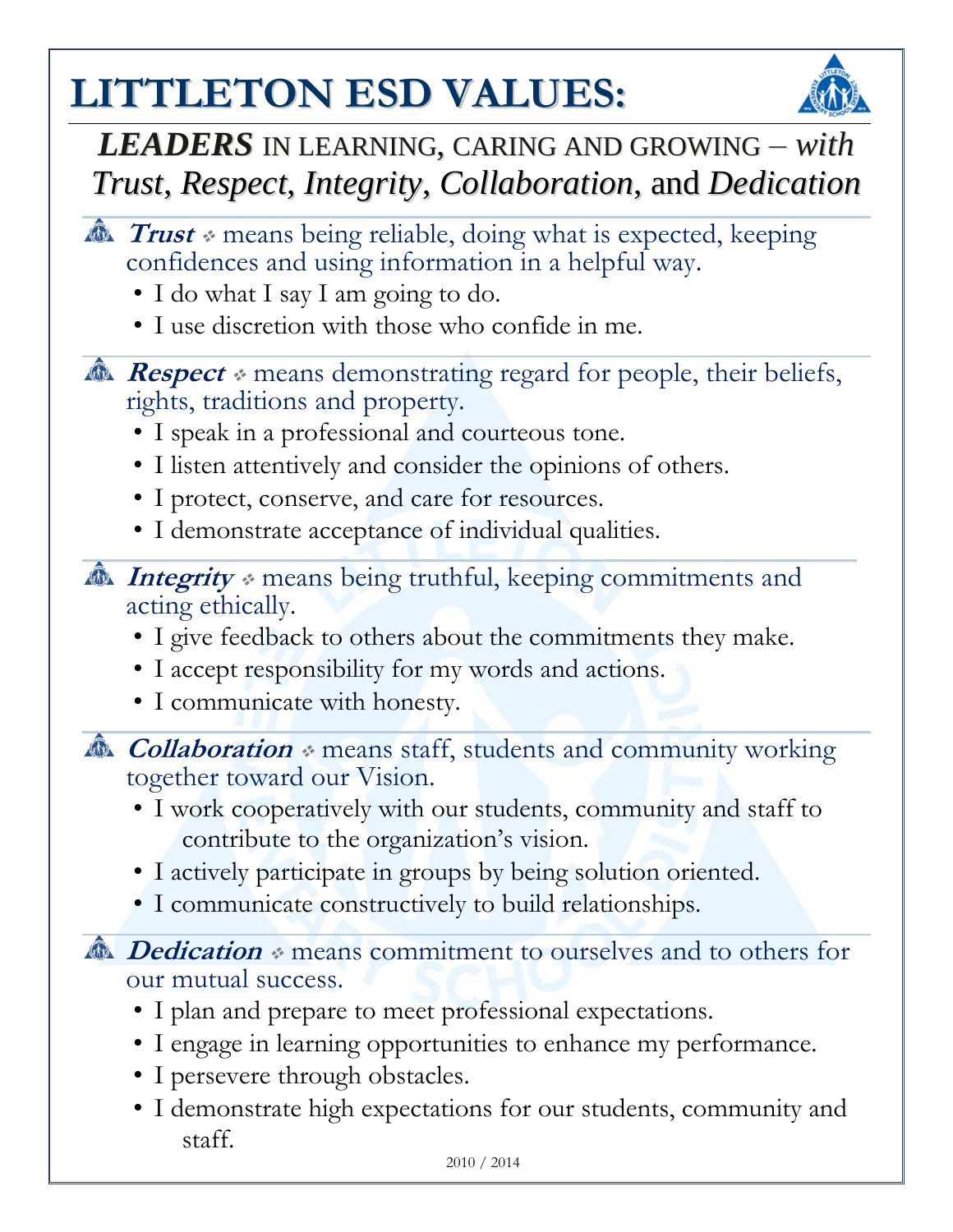# LITTLETON ESD VALUES:

## ***LEADERS*** IN LEARNING, CARING AND GROWING – *with Trust*, *Respect*, *Integrity*, *Collaboration*, and *Dedication*

***Trust*** ❖ means being reliable, doing what is expected, keeping confidences and using information in a helpful way.

- I do what I say I am going to do.
- I use discretion with those who confide in me.

***Respect*** ❖ means demonstrating regard for people, their beliefs, rights, traditions and property.

- I speak in a professional and courteous tone.
- I listen attentively and consider the opinions of others.
- I protect, conserve, and care for resources.
- I demonstrate acceptance of individual qualities.

***Integrity*** ❖ means being truthful, keeping commitments and acting ethically.

- I give feedback to others about the commitments they make.
- I accept responsibility for my words and actions.
- I communicate with honesty.

***Collaboration*** ❖ means staff, students and community working together toward our Vision.

- I work cooperatively with our students, community and staff to contribute to the organization's vision.
- I actively participate in groups by being solution oriented.
- I communicate constructively to build relationships.

***Dedication*** ❖ means commitment to ourselves and to others for our mutual success.

- I plan and prepare to meet professional expectations.
- I engage in learning opportunities to enhance my performance.
- I persevere through obstacles.
- I demonstrate high expectations for our students, community and staff.

2010 / 2014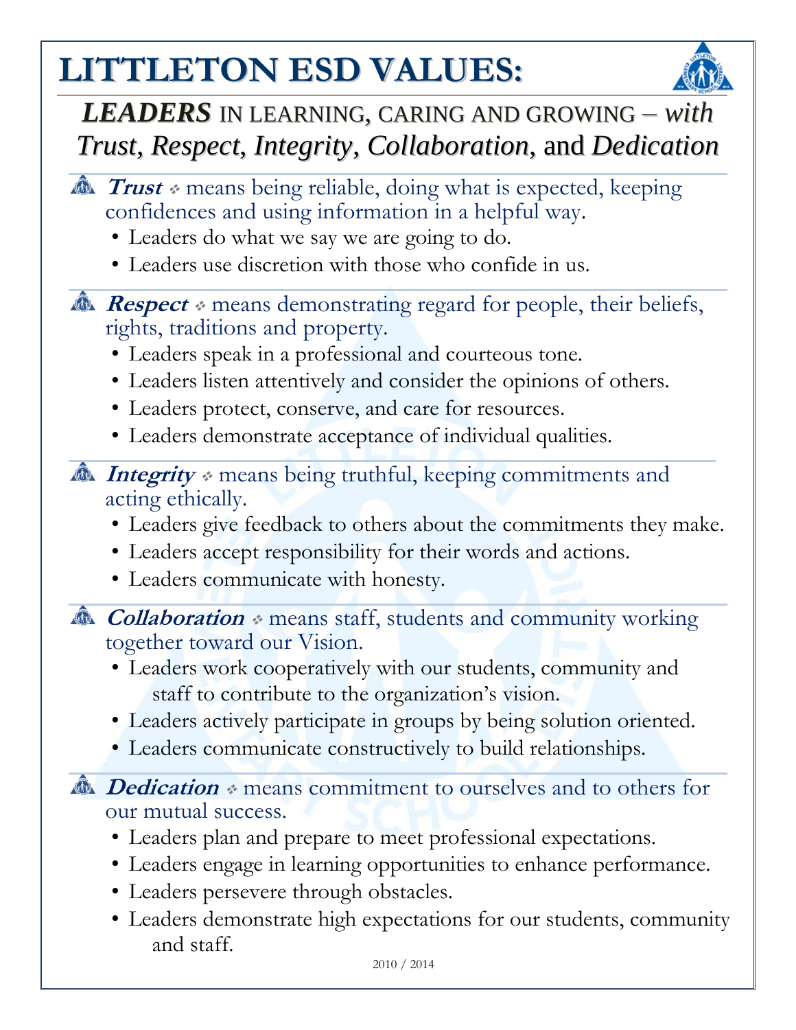# LITTLETON ESD VALUES:

## *LEADERS* IN LEARNING, CARING AND GROWING – *with Trust, Respect, Integrity, Collaboration,* and *Dedication*

***Trust*** ❖ means being reliable, doing what is expected, keeping confidences and using information in a helpful way.

- Leaders do what we say we are going to do.
- Leaders use discretion with those who confide in us.

***Respect*** ❖ means demonstrating regard for people, their beliefs, rights, traditions and property.

- Leaders speak in a professional and courteous tone.
- Leaders listen attentively and consider the opinions of others.
- Leaders protect, conserve, and care for resources.
- Leaders demonstrate acceptance of individual qualities.

***Integrity*** ❖ means being truthful, keeping commitments and acting ethically.

- Leaders give feedback to others about the commitments they make.
- Leaders accept responsibility for their words and actions.
- Leaders communicate with honesty.

***Collaboration*** ❖ means staff, students and community working together toward our Vision.

- Leaders work cooperatively with our students, community and staff to contribute to the organization's vision.
- Leaders actively participate in groups by being solution oriented.
- Leaders communicate constructively to build relationships.

***Dedication*** ❖ means commitment to ourselves and to others for our mutual success.

- Leaders plan and prepare to meet professional expectations.
- Leaders engage in learning opportunities to enhance performance.
- Leaders persevere through obstacles.
- Leaders demonstrate high expectations for our students, community and staff.

2010 / 2014